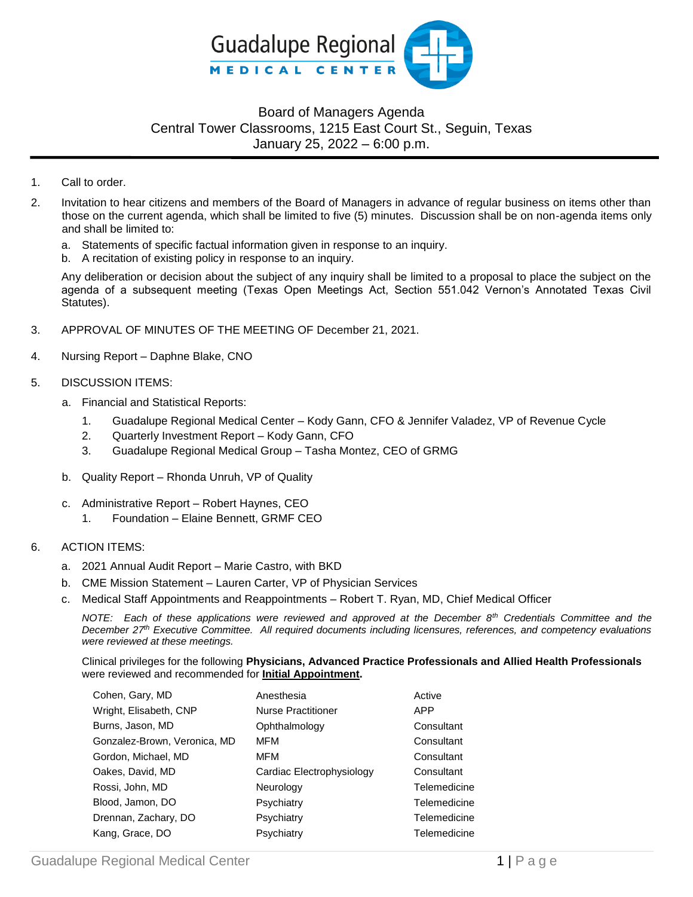# Guadalupe Regional MEDICAL CENTER

## Board of Managers Agenda
## Central Tower Classrooms, 1215 East Court St., Seguin, Texas
## January 25, 2022 – 6:00 p.m.

---

1. Call to order.

2. Invitation to hear citizens and members of the Board of Managers in advance of regular business on items other than those on the current agenda, which shall be limited to five (5) minutes. Discussion shall be on non-agenda items only and shall be limited to:

   a. Statements of specific factual information given in response to an inquiry.
   b. A recitation of existing policy in response to an inquiry.

   Any deliberation or decision about the subject of any inquiry shall be limited to a proposal to place the subject on the agenda of a subsequent meeting (Texas Open Meetings Act, Section 551.042 Vernon's Annotated Texas Civil Statutes).

3. APPROVAL OF MINUTES OF THE MEETING OF December 21, 2021.

4. Nursing Report – Daphne Blake, CNO

5. DISCUSSION ITEMS:

   a. Financial and Statistical Reports:

      1. Guadalupe Regional Medical Center – Kody Gann, CFO & Jennifer Valadez, VP of Revenue Cycle
      2. Quarterly Investment Report – Kody Gann, CFO
      3. Guadalupe Regional Medical Group – Tasha Montez, CEO of GRMG

   b. Quality Report – Rhonda Unruh, VP of Quality

   c. Administrative Report – Robert Haynes, CEO
      1. Foundation – Elaine Bennett, GRMF CEO

6. ACTION ITEMS:

   a. 2021 Annual Audit Report – Marie Castro, with BKD
   b. CME Mission Statement – Lauren Carter, VP of Physician Services
   c. Medical Staff Appointments and Reappointments – Robert T. Ryan, MD, Chief Medical Officer

   *NOTE: Each of these applications were reviewed and approved at the December 8th Credentials Committee and the December 27th Executive Committee. All required documents including licensures, references, and competency evaluations were reviewed at these meetings.*

   Clinical privileges for the following **Physicians, Advanced Practice Professionals and Allied Health Professionals** were reviewed and recommended for **Initial Appointment.**

| | | |
|---|---|---|
| Cohen, Gary, MD | Anesthesia | Active |
| Wright, Elisabeth, CNP | Nurse Practitioner | APP |
| Burns, Jason, MD | Ophthalmology | Consultant |
| Gonzalez-Brown, Veronica, MD | MFM | Consultant |
| Gordon, Michael, MD | MFM | Consultant |
| Oakes, David, MD | Cardiac Electrophysiology | Consultant |
| Rossi, John, MD | Neurology | Telemedicine |
| Blood, Jamon, DO | Psychiatry | Telemedicine |
| Drennan, Zachary, DO | Psychiatry | Telemedicine |
| Kang, Grace, DO | Psychiatry | Telemedicine |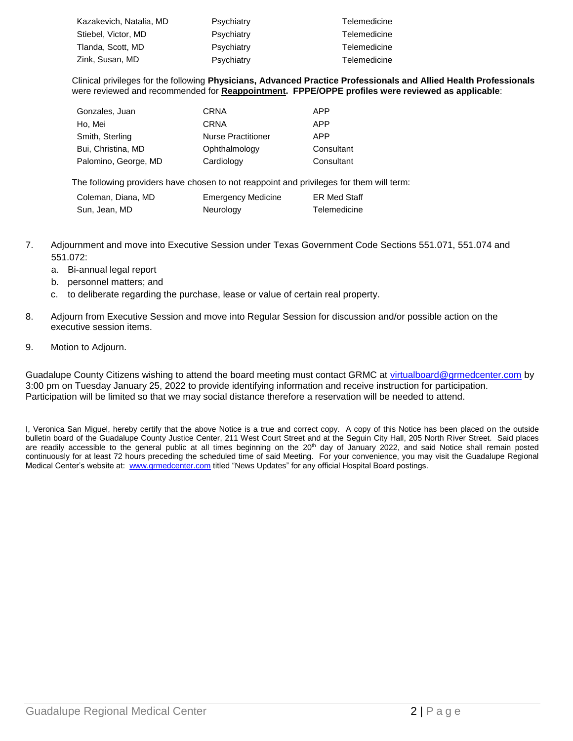| | | |
|---|---|---|
| Kazakevich, Natalia, MD | Psychiatry | Telemedicine |
| Stiebel, Victor, MD | Psychiatry | Telemedicine |
| Tlanda, Scott, MD | Psychiatry | Telemedicine |
| Zink, Susan, MD | Psychiatry | Telemedicine |

Clinical privileges for the following **Physicians, Advanced Practice Professionals and Allied Health Professionals** were reviewed and recommended for **Reappointment. FPPE/OPPE profiles were reviewed as applicable**:

| | | |
|---|---|---|
| Gonzales, Juan | CRNA | APP |
| Ho, Mei | CRNA | APP |
| Smith, Sterling | Nurse Practitioner | APP |
| Bui, Christina, MD | Ophthalmology | Consultant |
| Palomino, George, MD | Cardiology | Consultant |

The following providers have chosen to not reappoint and privileges for them will term:

| | | |
|---|---|---|
| Coleman, Diana, MD | Emergency Medicine | ER Med Staff |
| Sun, Jean, MD | Neurology | Telemedicine |

7. Adjournment and move into Executive Session under Texas Government Code Sections 551.071, 551.074 and 551.072:
   a. Bi-annual legal report
   b. personnel matters; and
   c. to deliberate regarding the purchase, lease or value of certain real property.

8. Adjourn from Executive Session and move into Regular Session for discussion and/or possible action on the executive session items.

9. Motion to Adjourn.

Guadalupe County Citizens wishing to attend the board meeting must contact GRMC at virtualboard@grmedcenter.com by 3:00 pm on Tuesday January 25, 2022 to provide identifying information and receive instruction for participation. Participation will be limited so that we may social distance therefore a reservation will be needed to attend.

I, Veronica San Miguel, hereby certify that the above Notice is a true and correct copy. A copy of this Notice has been placed on the outside bulletin board of the Guadalupe County Justice Center, 211 West Court Street and at the Seguin City Hall, 205 North River Street. Said places are readily accessible to the general public at all times beginning on the 20th day of January 2022, and said Notice shall remain posted continuously for at least 72 hours preceding the scheduled time of said Meeting. For your convenience, you may visit the Guadalupe Regional Medical Center's website at: www.grmedcenter.com titled "News Updates" for any official Hospital Board postings.